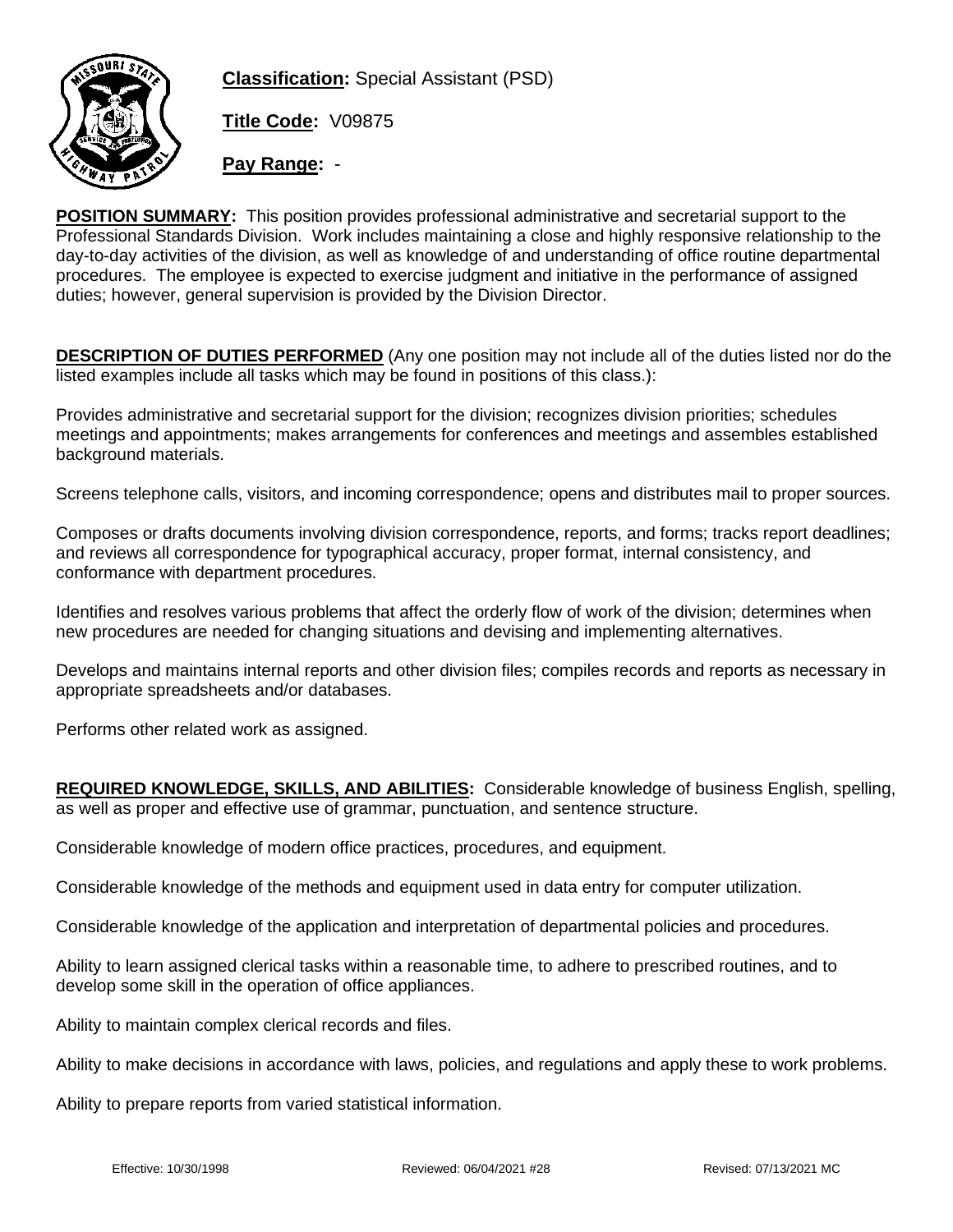**Classification:** Special Assistant (PSD)

**Title Code:** V09875

**Pay Range:** -

**POSITION SUMMARY:** This position provides professional administrative and secretarial support to the Professional Standards Division. Work includes maintaining a close and highly responsive relationship to the day-to-day activities of the division, as well as knowledge of and understanding of office routine departmental procedures. The employee is expected to exercise judgment and initiative in the performance of assigned duties; however, general supervision is provided by the Division Director.

**DESCRIPTION OF DUTIES PERFORMED** (Any one position may not include all of the duties listed nor do the listed examples include all tasks which may be found in positions of this class.):

Provides administrative and secretarial support for the division; recognizes division priorities; schedules meetings and appointments; makes arrangements for conferences and meetings and assembles established background materials.

Screens telephone calls, visitors, and incoming correspondence; opens and distributes mail to proper sources.

Composes or drafts documents involving division correspondence, reports, and forms; tracks report deadlines; and reviews all correspondence for typographical accuracy, proper format, internal consistency, and conformance with department procedures.

Identifies and resolves various problems that affect the orderly flow of work of the division; determines when new procedures are needed for changing situations and devising and implementing alternatives.

Develops and maintains internal reports and other division files; compiles records and reports as necessary in appropriate spreadsheets and/or databases.

Performs other related work as assigned.

**REQUIRED KNOWLEDGE, SKILLS, AND ABILITIES:** Considerable knowledge of business English, spelling, as well as proper and effective use of grammar, punctuation, and sentence structure.

Considerable knowledge of modern office practices, procedures, and equipment.

Considerable knowledge of the methods and equipment used in data entry for computer utilization.

Considerable knowledge of the application and interpretation of departmental policies and procedures.

Ability to learn assigned clerical tasks within a reasonable time, to adhere to prescribed routines, and to develop some skill in the operation of office appliances.

Ability to maintain complex clerical records and files.

Ability to make decisions in accordance with laws, policies, and regulations and apply these to work problems.

Ability to prepare reports from varied statistical information.

Effective: 10/30/1998 Reviewed: 06/04/2021 #28 Revised: 07/13/2021 MC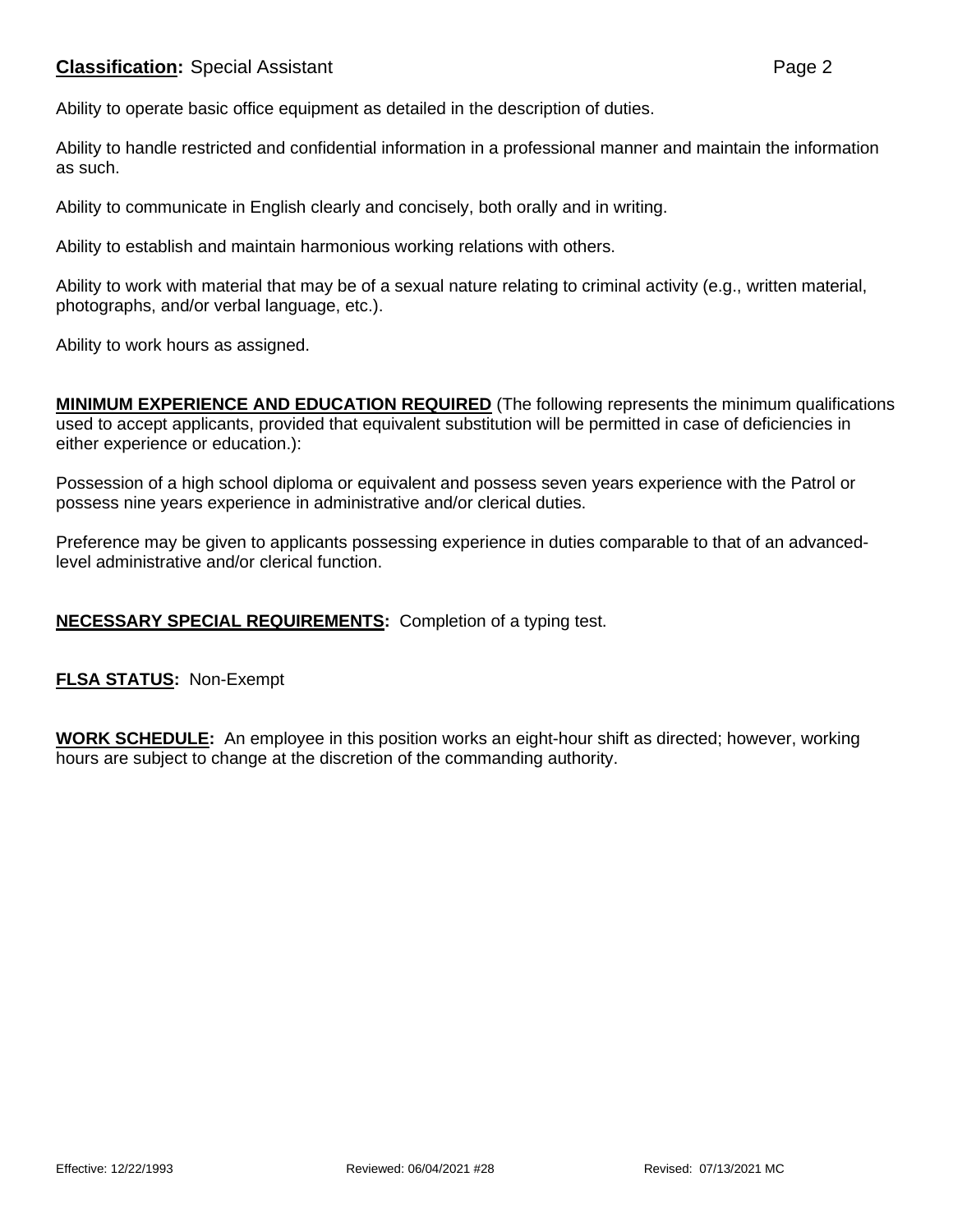Ability to operate basic office equipment as detailed in the description of duties.

Ability to handle restricted and confidential information in a professional manner and maintain the information as such.

Ability to communicate in English clearly and concisely, both orally and in writing.

Ability to establish and maintain harmonious working relations with others.

Ability to work with material that may be of a sexual nature relating to criminal activity (e.g., written material, photographs, and/or verbal language, etc.).

Ability to work hours as assigned.

**MINIMUM EXPERIENCE AND EDUCATION REQUIRED** (The following represents the minimum qualifications used to accept applicants, provided that equivalent substitution will be permitted in case of deficiencies in either experience or education.):

Possession of a high school diploma or equivalent and possess seven years experience with the Patrol or possess nine years experience in administrative and/or clerical duties.

Preference may be given to applicants possessing experience in duties comparable to that of an advanced-level administrative and/or clerical function.

**NECESSARY SPECIAL REQUIREMENTS:** Completion of a typing test.

**FLSA STATUS:** Non-Exempt

**WORK SCHEDULE:** An employee in this position works an eight-hour shift as directed; however, working hours are subject to change at the discretion of the commanding authority.

Effective: 12/22/1993 Reviewed: 06/04/2021 #28 Revised: 07/13/2021 MC